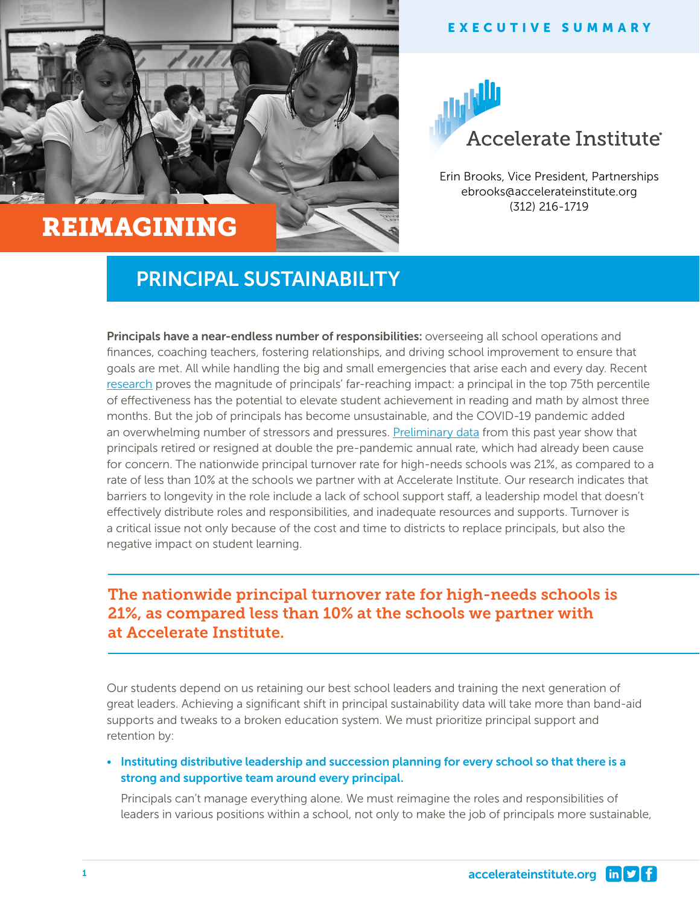EXECUTIVE SUMMARY

Accelerate Institute

Erin Brooks, Vice President, Partnerships
ebrooks@accelerateinstitute.org
(312) 216-1719

# REIMAGINING PRINCIPAL SUSTAINABILITY

**Principals have a near-endless number of responsibilities:** overseeing all school operations and finances, coaching teachers, fostering relationships, and driving school improvement to ensure that goals are met. All while handling the big and small emergencies that arise each and every day. Recent research proves the magnitude of principals' far-reaching impact: a principal in the top 75th percentile of effectiveness has the potential to elevate student achievement in reading and math by almost three months. But the job of principals has become unsustainable, and the COVID-19 pandemic added an overwhelming number of stressors and pressures. Preliminary data from this past year show that principals retired or resigned at double the pre-pandemic annual rate, which had already been cause for concern. The nationwide principal turnover rate for high-needs schools was 21%, as compared to a rate of less than 10% at the schools we partner with at Accelerate Institute. Our research indicates that barriers to longevity in the role include a lack of school support staff, a leadership model that doesn't effectively distribute roles and responsibilities, and inadequate resources and supports. Turnover is a critical issue not only because of the cost and time to districts to replace principals, but also the negative impact on student learning.

> **The nationwide principal turnover rate for high-needs schools is 21%, as compared less than 10% at the schools we partner with at Accelerate Institute.**

Our students depend on us retaining our best school leaders and training the next generation of great leaders. Achieving a significant shift in principal sustainability data will take more than band-aid supports and tweaks to a broken education system. We must prioritize principal support and retention by:

- **Instituting distributive leadership and succession planning for every school so that there is a strong and supportive team around every principal.**

  Principals can't manage everything alone. We must reimagine the roles and responsibilities of leaders in various positions within a school, not only to make the job of principals more sustainable,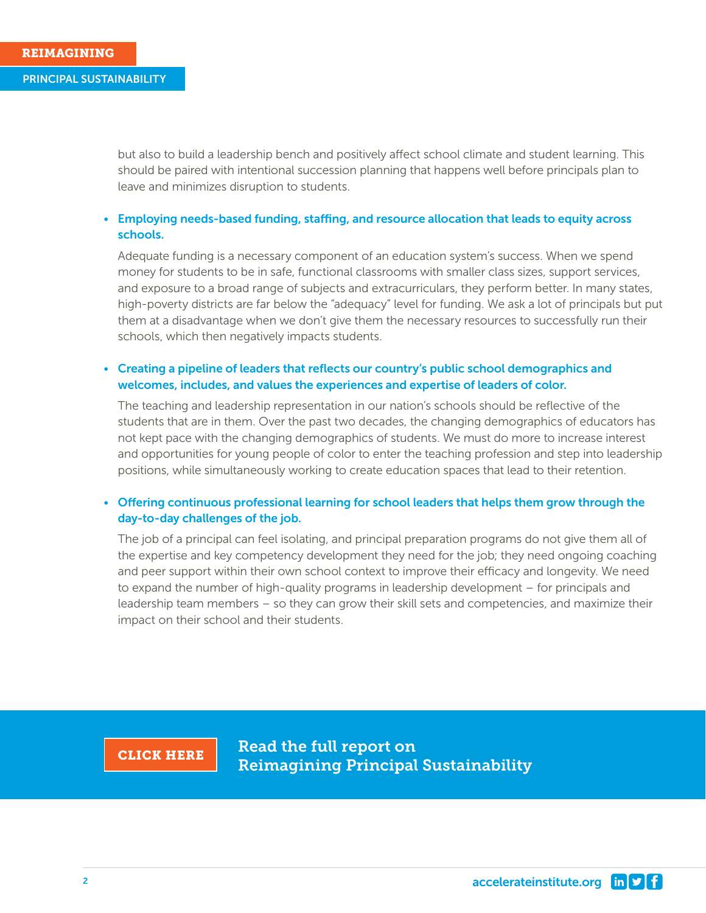but also to build a leadership bench and positively affect school climate and student learning. This should be paired with intentional succession planning that happens well before principals plan to leave and minimizes disruption to students.

- **Employing needs-based funding, staffing, and resource allocation that leads to equity across schools.**

  Adequate funding is a necessary component of an education system's success. When we spend money for students to be in safe, functional classrooms with smaller class sizes, support services, and exposure to a broad range of subjects and extracurriculars, they perform better. In many states, high-poverty districts are far below the "adequacy" level for funding. We ask a lot of principals but put them at a disadvantage when we don't give them the necessary resources to successfully run their schools, which then negatively impacts students.

- **Creating a pipeline of leaders that reflects our country's public school demographics and welcomes, includes, and values the experiences and expertise of leaders of color.**

  The teaching and leadership representation in our nation's schools should be reflective of the students that are in them. Over the past two decades, the changing demographics of educators has not kept pace with the changing demographics of students. We must do more to increase interest and opportunities for young people of color to enter the teaching profession and step into leadership positions, while simultaneously working to create education spaces that lead to their retention.

- **Offering continuous professional learning for school leaders that helps them grow through the day-to-day challenges of the job.**

  The job of a principal can feel isolating, and principal preparation programs do not give them all of the expertise and key competency development they need for the job; they need ongoing coaching and peer support within their own school context to improve their efficacy and longevity. We need to expand the number of high-quality programs in leadership development – for principals and leadership team members – so they can grow their skill sets and competencies, and maximize their impact on their school and their students.

**CLICK HERE**

**Read the full report on Reimagining Principal Sustainability**